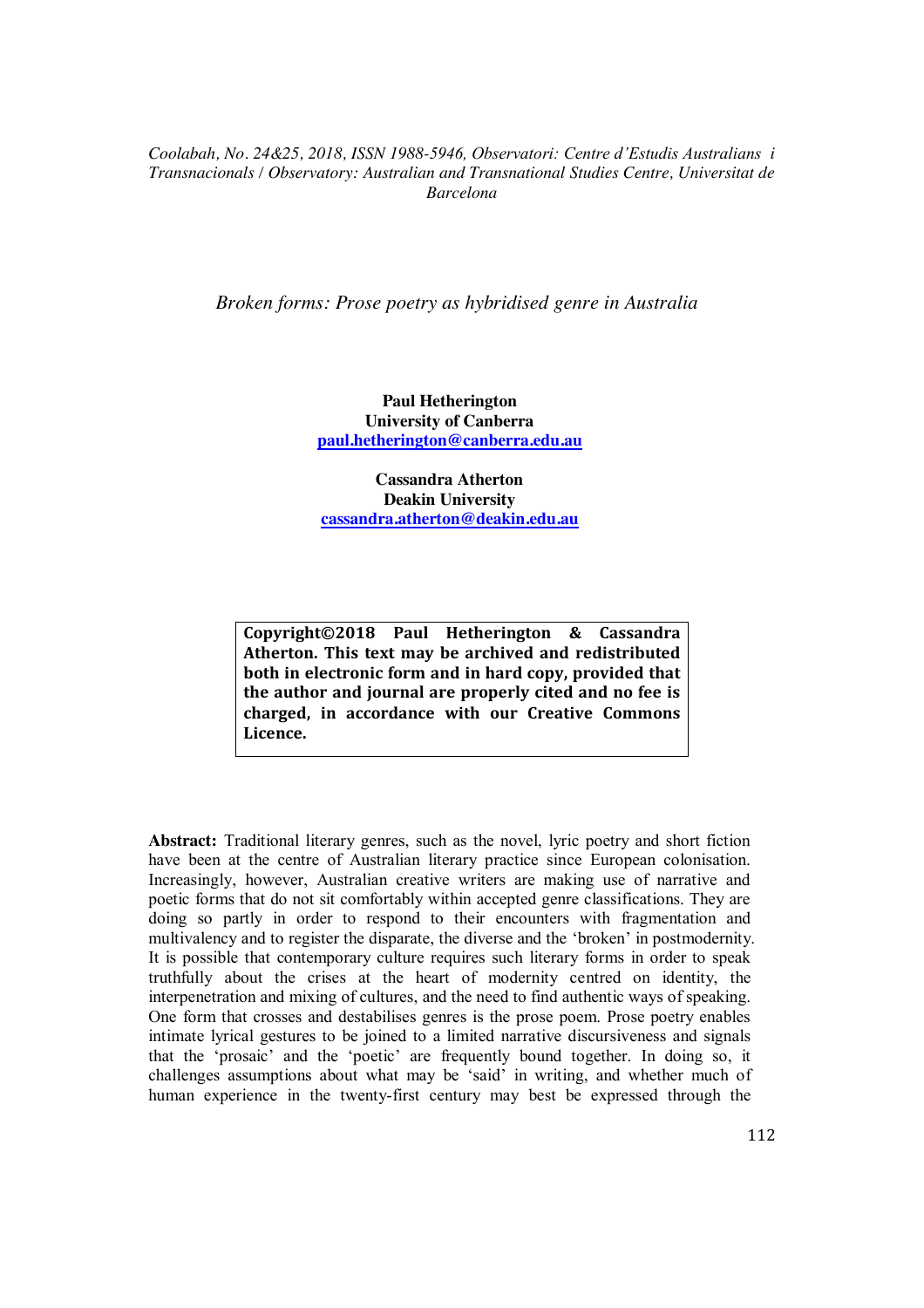*Coolabah, No. 24&25, 2018, ISSN 1988-5946, Observatori: Centre d'Estudis Australians i Transnacionals / Observatory: Australian and Transnational Studies Centre, Universitat de Barcelona*

# *Broken forms: Prose poetry as hybridised genre in Australia*

**Paul Hetherington**
**University of Canberra**
**paul.hetherington@canberra.edu.au**

**Cassandra Atherton**
**Deakin University**
**cassandra.atherton@deakin.edu.au**

**Copyright©2018 Paul Hetherington & Cassandra Atherton. This text may be archived and redistributed both in electronic form and in hard copy, provided that the author and journal are properly cited and no fee is charged, in accordance with our Creative Commons Licence.**

**Abstract:** Traditional literary genres, such as the novel, lyric poetry and short fiction have been at the centre of Australian literary practice since European colonisation. Increasingly, however, Australian creative writers are making use of narrative and poetic forms that do not sit comfortably within accepted genre classifications. They are doing so partly in order to respond to their encounters with fragmentation and multivalency and to register the disparate, the diverse and the 'broken' in postmodernity. It is possible that contemporary culture requires such literary forms in order to speak truthfully about the crises at the heart of modernity centred on identity, the interpenetration and mixing of cultures, and the need to find authentic ways of speaking. One form that crosses and destabilises genres is the prose poem. Prose poetry enables intimate lyrical gestures to be joined to a limited narrative discursiveness and signals that the 'prosaic' and the 'poetic' are frequently bound together. In doing so, it challenges assumptions about what may be 'said' in writing, and whether much of human experience in the twenty-first century may best be expressed through the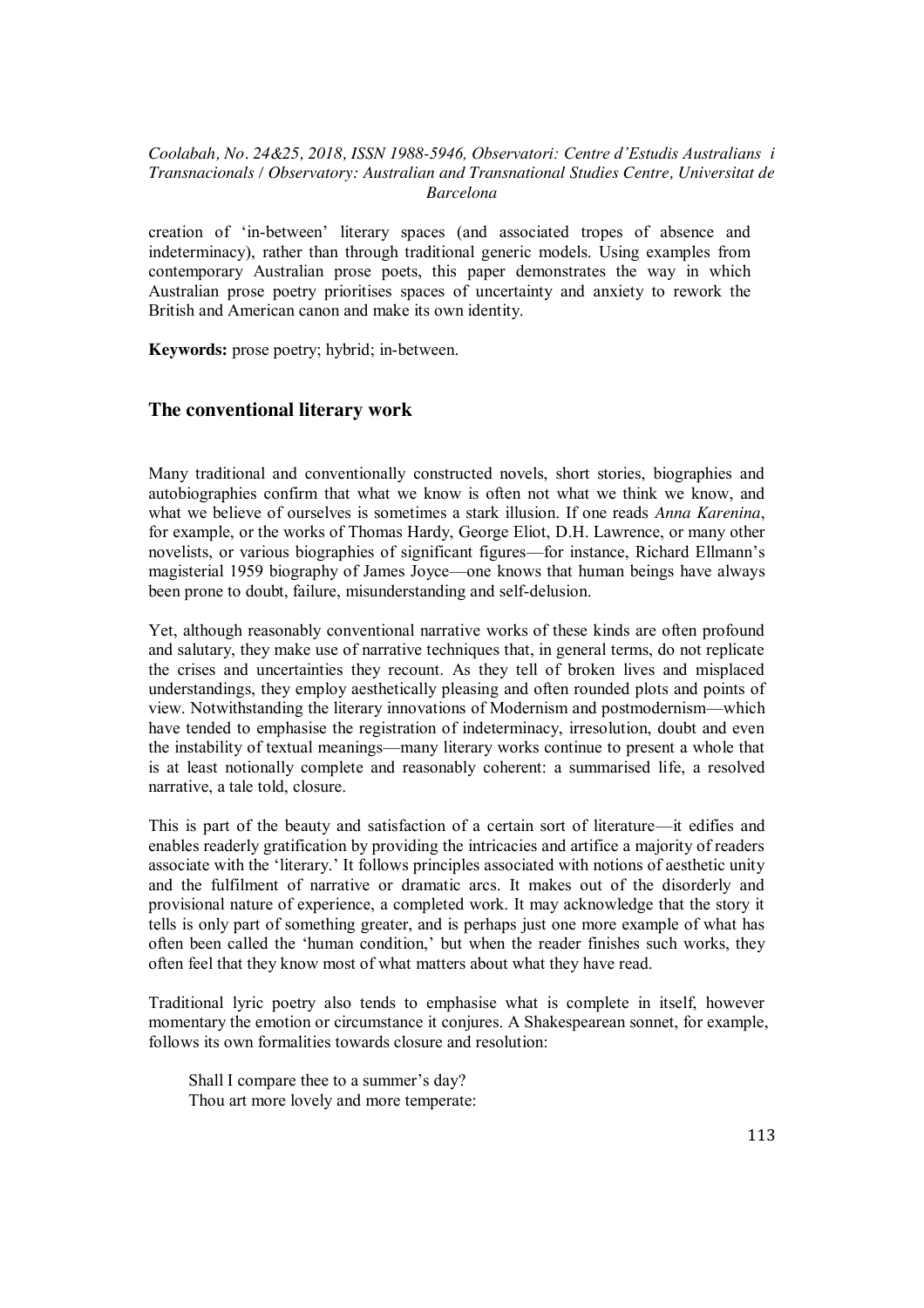creation of 'in-between' literary spaces (and associated tropes of absence and indeterminacy), rather than through traditional generic models. Using examples from contemporary Australian prose poets, this paper demonstrates the way in which Australian prose poetry prioritises spaces of uncertainty and anxiety to rework the British and American canon and make its own identity.

**Keywords:** prose poetry; hybrid; in-between.

## The conventional literary work

Many traditional and conventionally constructed novels, short stories, biographies and autobiographies confirm that what we know is often not what we think we know, and what we believe of ourselves is sometimes a stark illusion. If one reads *Anna Karenina*, for example, or the works of Thomas Hardy, George Eliot, D.H. Lawrence, or many other novelists, or various biographies of significant figures—for instance, Richard Ellmann's magisterial 1959 biography of James Joyce—one knows that human beings have always been prone to doubt, failure, misunderstanding and self-delusion.

Yet, although reasonably conventional narrative works of these kinds are often profound and salutary, they make use of narrative techniques that, in general terms, do not replicate the crises and uncertainties they recount. As they tell of broken lives and misplaced understandings, they employ aesthetically pleasing and often rounded plots and points of view. Notwithstanding the literary innovations of Modernism and postmodernism—which have tended to emphasise the registration of indeterminacy, irresolution, doubt and even the instability of textual meanings—many literary works continue to present a whole that is at least notionally complete and reasonably coherent: a summarised life, a resolved narrative, a tale told, closure.

This is part of the beauty and satisfaction of a certain sort of literature—it edifies and enables readerly gratification by providing the intricacies and artifice a majority of readers associate with the 'literary.' It follows principles associated with notions of aesthetic unity and the fulfilment of narrative or dramatic arcs. It makes out of the disorderly and provisional nature of experience, a completed work. It may acknowledge that the story it tells is only part of something greater, and is perhaps just one more example of what has often been called the 'human condition,' but when the reader finishes such works, they often feel that they know most of what matters about what they have read.

Traditional lyric poetry also tends to emphasise what is complete in itself, however momentary the emotion or circumstance it conjures. A Shakespearean sonnet, for example, follows its own formalities towards closure and resolution:

> Shall I compare thee to a summer's day?
> Thou art more lovely and more temperate: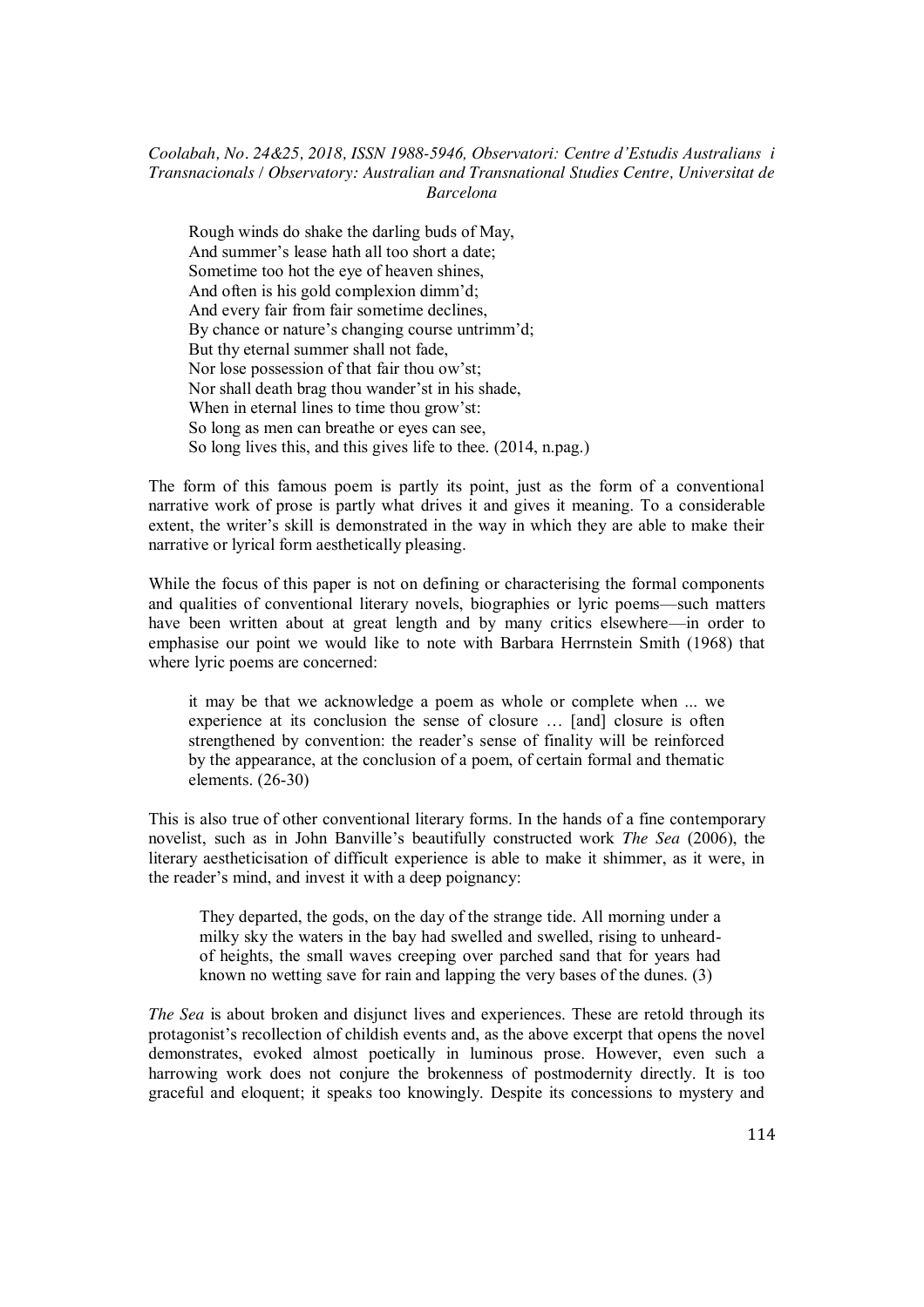Rough winds do shake the darling buds of May,  
And summer's lease hath all too short a date;  
Sometime too hot the eye of heaven shines,  
And often is his gold complexion dimm'd;  
And every fair from fair sometime declines,  
By chance or nature's changing course untrimm'd;  
But thy eternal summer shall not fade,  
Nor lose possession of that fair thou ow'st;  
Nor shall death brag thou wander'st in his shade,  
When in eternal lines to time thou grow'st:  
So long as men can breathe or eyes can see,  
So long lives this, and this gives life to thee. (2014, n.pag.)

The form of this famous poem is partly its point, just as the form of a conventional narrative work of prose is partly what drives it and gives it meaning. To a considerable extent, the writer's skill is demonstrated in the way in which they are able to make their narrative or lyrical form aesthetically pleasing.

While the focus of this paper is not on defining or characterising the formal components and qualities of conventional literary novels, biographies or lyric poems—such matters have been written about at great length and by many critics elsewhere—in order to emphasise our point we would like to note with Barbara Herrnstein Smith (1968) that where lyric poems are concerned:

> it may be that we acknowledge a poem as whole or complete when ... we experience at its conclusion the sense of closure … [and] closure is often strengthened by convention: the reader's sense of finality will be reinforced by the appearance, at the conclusion of a poem, of certain formal and thematic elements. (26-30)

This is also true of other conventional literary forms. In the hands of a fine contemporary novelist, such as in John Banville's beautifully constructed work *The Sea* (2006), the literary aestheticisation of difficult experience is able to make it shimmer, as it were, in the reader's mind, and invest it with a deep poignancy:

> They departed, the gods, on the day of the strange tide. All morning under a milky sky the waters in the bay had swelled and swelled, rising to unheard-of heights, the small waves creeping over parched sand that for years had known no wetting save for rain and lapping the very bases of the dunes. (3)

*The Sea* is about broken and disjunct lives and experiences. These are retold through its protagonist's recollection of childish events and, as the above excerpt that opens the novel demonstrates, evoked almost poetically in luminous prose. However, even such a harrowing work does not conjure the brokenness of postmodernity directly. It is too graceful and eloquent; it speaks too knowingly. Despite its concessions to mystery and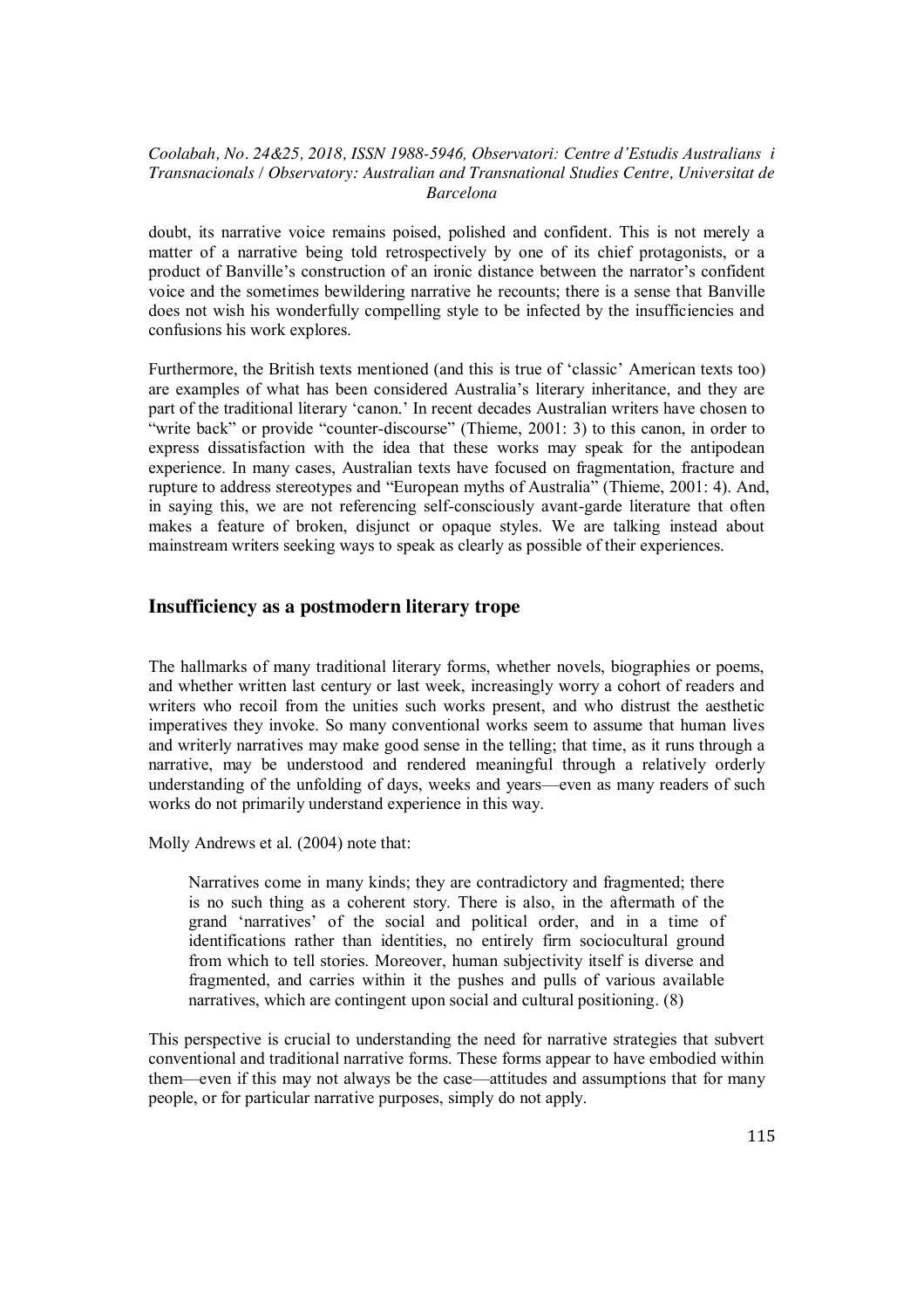doubt, its narrative voice remains poised, polished and confident. This is not merely a matter of a narrative being told retrospectively by one of its chief protagonists, or a product of Banville's construction of an ironic distance between the narrator's confident voice and the sometimes bewildering narrative he recounts; there is a sense that Banville does not wish his wonderfully compelling style to be infected by the insufficiencies and confusions his work explores.

Furthermore, the British texts mentioned (and this is true of 'classic' American texts too) are examples of what has been considered Australia's literary inheritance, and they are part of the traditional literary 'canon.' In recent decades Australian writers have chosen to "write back" or provide "counter-discourse" (Thieme, 2001: 3) to this canon, in order to express dissatisfaction with the idea that these works may speak for the antipodean experience. In many cases, Australian texts have focused on fragmentation, fracture and rupture to address stereotypes and "European myths of Australia" (Thieme, 2001: 4). And, in saying this, we are not referencing self-consciously avant-garde literature that often makes a feature of broken, disjunct or opaque styles. We are talking instead about mainstream writers seeking ways to speak as clearly as possible of their experiences.

## Insufficiency as a postmodern literary trope

The hallmarks of many traditional literary forms, whether novels, biographies or poems, and whether written last century or last week, increasingly worry a cohort of readers and writers who recoil from the unities such works present, and who distrust the aesthetic imperatives they invoke. So many conventional works seem to assume that human lives and writerly narratives may make good sense in the telling; that time, as it runs through a narrative, may be understood and rendered meaningful through a relatively orderly understanding of the unfolding of days, weeks and years—even as many readers of such works do not primarily understand experience in this way.

Molly Andrews et al. (2004) note that:

> Narratives come in many kinds; they are contradictory and fragmented; there is no such thing as a coherent story. There is also, in the aftermath of the grand 'narratives' of the social and political order, and in a time of identifications rather than identities, no entirely firm sociocultural ground from which to tell stories. Moreover, human subjectivity itself is diverse and fragmented, and carries within it the pushes and pulls of various available narratives, which are contingent upon social and cultural positioning. (8)

This perspective is crucial to understanding the need for narrative strategies that subvert conventional and traditional narrative forms. These forms appear to have embodied within them—even if this may not always be the case—attitudes and assumptions that for many people, or for particular narrative purposes, simply do not apply.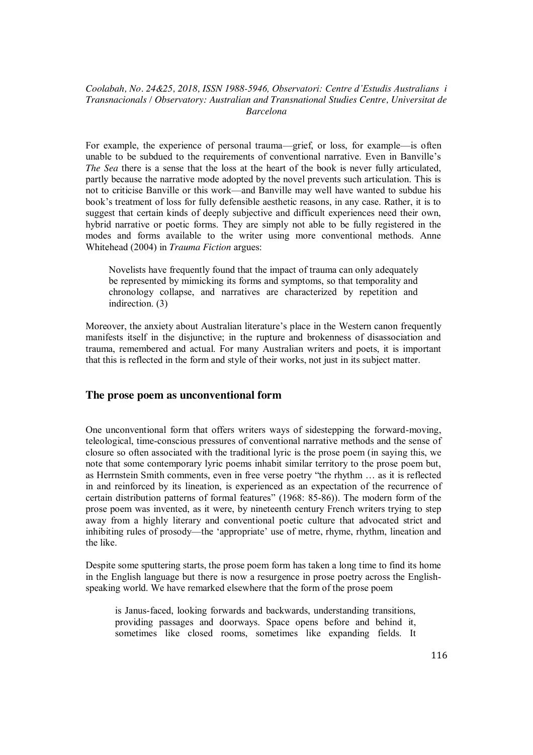For example, the experience of personal trauma—grief, or loss, for example—is often unable to be subdued to the requirements of conventional narrative. Even in Banville's *The Sea* there is a sense that the loss at the heart of the book is never fully articulated, partly because the narrative mode adopted by the novel prevents such articulation. This is not to criticise Banville or this work—and Banville may well have wanted to subdue his book's treatment of loss for fully defensible aesthetic reasons, in any case. Rather, it is to suggest that certain kinds of deeply subjective and difficult experiences need their own, hybrid narrative or poetic forms. They are simply not able to be fully registered in the modes and forms available to the writer using more conventional methods. Anne Whitehead (2004) in *Trauma Fiction* argues:

> Novelists have frequently found that the impact of trauma can only adequately be represented by mimicking its forms and symptoms, so that temporality and chronology collapse, and narratives are characterized by repetition and indirection. (3)

Moreover, the anxiety about Australian literature's place in the Western canon frequently manifests itself in the disjunctive; in the rupture and brokenness of disassociation and trauma, remembered and actual. For many Australian writers and poets, it is important that this is reflected in the form and style of their works, not just in its subject matter.

## The prose poem as unconventional form

One unconventional form that offers writers ways of sidestepping the forward-moving, teleological, time-conscious pressures of conventional narrative methods and the sense of closure so often associated with the traditional lyric is the prose poem (in saying this, we note that some contemporary lyric poems inhabit similar territory to the prose poem but, as Herrnstein Smith comments, even in free verse poetry "the rhythm … as it is reflected in and reinforced by its lineation, is experienced as an expectation of the recurrence of certain distribution patterns of formal features" (1968: 85-86)). The modern form of the prose poem was invented, as it were, by nineteenth century French writers trying to step away from a highly literary and conventional poetic culture that advocated strict and inhibiting rules of prosody—the 'appropriate' use of metre, rhyme, rhythm, lineation and the like.

Despite some sputtering starts, the prose poem form has taken a long time to find its home in the English language but there is now a resurgence in prose poetry across the English-speaking world. We have remarked elsewhere that the form of the prose poem

> is Janus-faced, looking forwards and backwards, understanding transitions, providing passages and doorways. Space opens before and behind it, sometimes like closed rooms, sometimes like expanding fields. It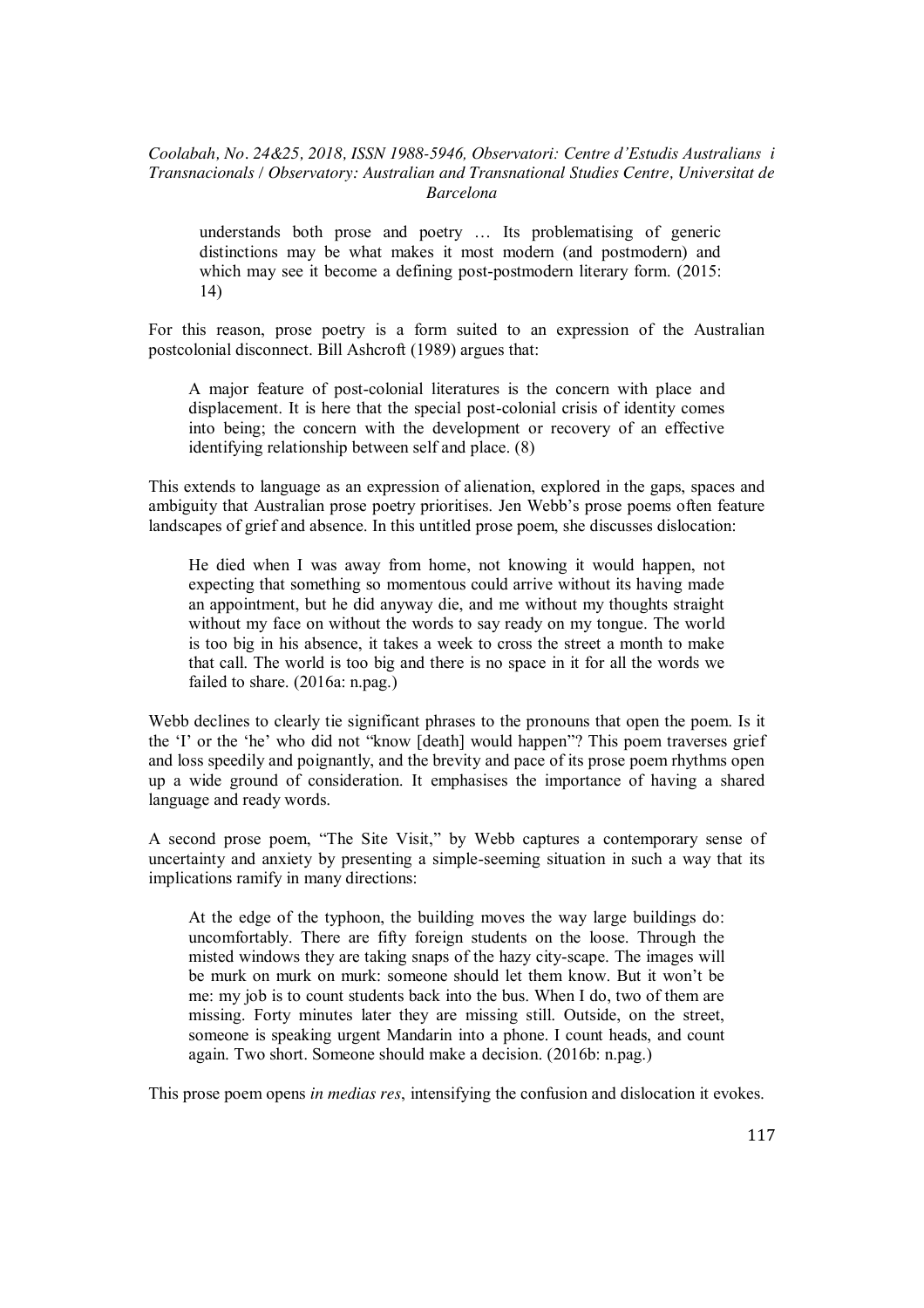> understands both prose and poetry … Its problematising of generic distinctions may be what makes it most modern (and postmodern) and which may see it become a defining post-postmodern literary form. (2015: 14)

For this reason, prose poetry is a form suited to an expression of the Australian postcolonial disconnect. Bill Ashcroft (1989) argues that:

> A major feature of post-colonial literatures is the concern with place and displacement. It is here that the special post-colonial crisis of identity comes into being; the concern with the development or recovery of an effective identifying relationship between self and place. (8)

This extends to language as an expression of alienation, explored in the gaps, spaces and ambiguity that Australian prose poetry prioritises. Jen Webb's prose poems often feature landscapes of grief and absence. In this untitled prose poem, she discusses dislocation:

> He died when I was away from home, not knowing it would happen, not expecting that something so momentous could arrive without its having made an appointment, but he did anyway die, and me without my thoughts straight without my face on without the words to say ready on my tongue. The world is too big in his absence, it takes a week to cross the street a month to make that call. The world is too big and there is no space in it for all the words we failed to share. (2016a: n.pag.)

Webb declines to clearly tie significant phrases to the pronouns that open the poem. Is it the 'I' or the 'he' who did not "know [death] would happen"? This poem traverses grief and loss speedily and poignantly, and the brevity and pace of its prose poem rhythms open up a wide ground of consideration. It emphasises the importance of having a shared language and ready words.

A second prose poem, "The Site Visit," by Webb captures a contemporary sense of uncertainty and anxiety by presenting a simple-seeming situation in such a way that its implications ramify in many directions:

> At the edge of the typhoon, the building moves the way large buildings do: uncomfortably. There are fifty foreign students on the loose. Through the misted windows they are taking snaps of the hazy city-scape. The images will be murk on murk on murk: someone should let them know. But it won't be me: my job is to count students back into the bus. When I do, two of them are missing. Forty minutes later they are missing still. Outside, on the street, someone is speaking urgent Mandarin into a phone. I count heads, and count again. Two short. Someone should make a decision. (2016b: n.pag.)

This prose poem opens *in medias res*, intensifying the confusion and dislocation it evokes.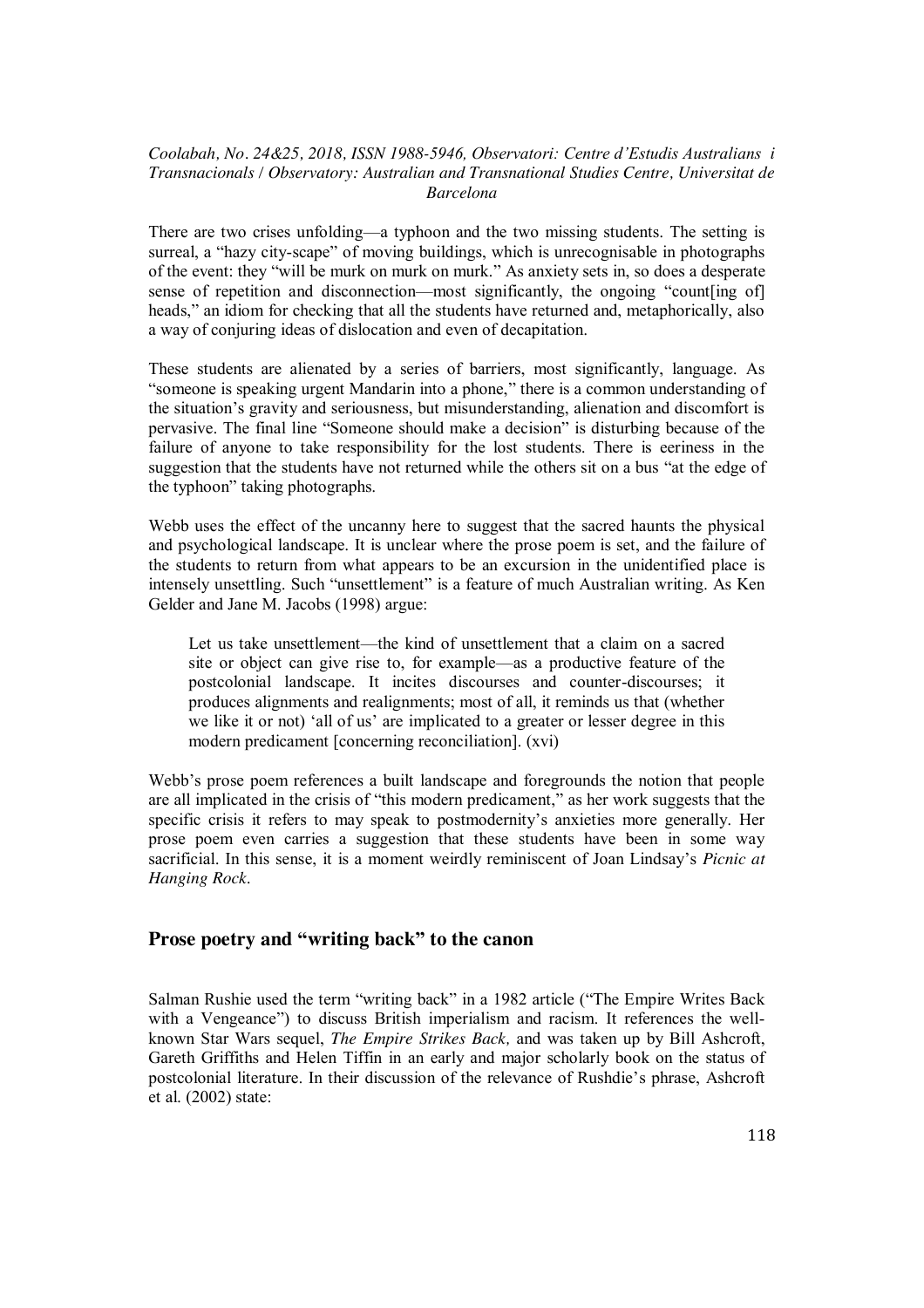There are two crises unfolding—a typhoon and the two missing students. The setting is surreal, a "hazy city-scape" of moving buildings, which is unrecognisable in photographs of the event: they "will be murk on murk on murk." As anxiety sets in, so does a desperate sense of repetition and disconnection—most significantly, the ongoing "count[ing of] heads," an idiom for checking that all the students have returned and, metaphorically, also a way of conjuring ideas of dislocation and even of decapitation.

These students are alienated by a series of barriers, most significantly, language. As "someone is speaking urgent Mandarin into a phone," there is a common understanding of the situation's gravity and seriousness, but misunderstanding, alienation and discomfort is pervasive. The final line "Someone should make a decision" is disturbing because of the failure of anyone to take responsibility for the lost students. There is eeriness in the suggestion that the students have not returned while the others sit on a bus "at the edge of the typhoon" taking photographs.

Webb uses the effect of the uncanny here to suggest that the sacred haunts the physical and psychological landscape. It is unclear where the prose poem is set, and the failure of the students to return from what appears to be an excursion in the unidentified place is intensely unsettling. Such "unsettlement" is a feature of much Australian writing. As Ken Gelder and Jane M. Jacobs (1998) argue:

> Let us take unsettlement—the kind of unsettlement that a claim on a sacred site or object can give rise to, for example—as a productive feature of the postcolonial landscape. It incites discourses and counter-discourses; it produces alignments and realignments; most of all, it reminds us that (whether we like it or not) 'all of us' are implicated to a greater or lesser degree in this modern predicament [concerning reconciliation]. (xvi)

Webb's prose poem references a built landscape and foregrounds the notion that people are all implicated in the crisis of "this modern predicament," as her work suggests that the specific crisis it refers to may speak to postmodernity's anxieties more generally. Her prose poem even carries a suggestion that these students have been in some way sacrificial. In this sense, it is a moment weirdly reminiscent of Joan Lindsay's *Picnic at Hanging Rock*.

## Prose poetry and "writing back" to the canon

Salman Rushie used the term "writing back" in a 1982 article ("The Empire Writes Back with a Vengeance") to discuss British imperialism and racism. It references the well-known Star Wars sequel, *The Empire Strikes Back,* and was taken up by Bill Ashcroft, Gareth Griffiths and Helen Tiffin in an early and major scholarly book on the status of postcolonial literature. In their discussion of the relevance of Rushdie's phrase, Ashcroft et al. (2002) state: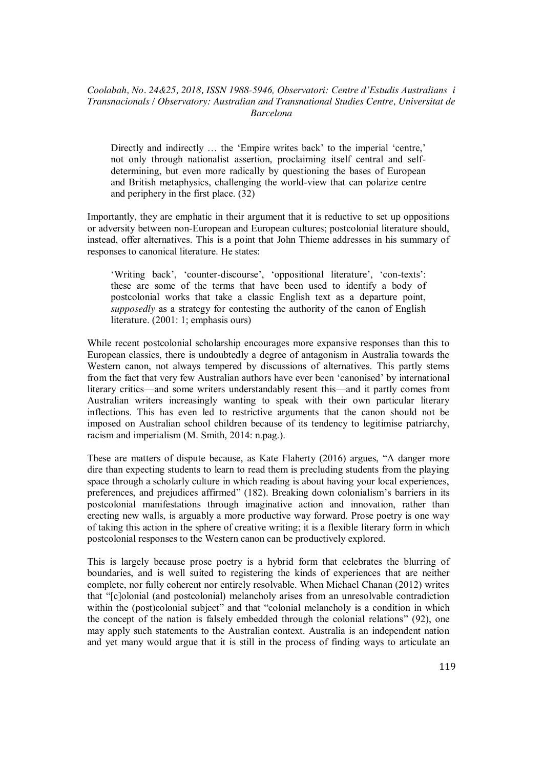> Directly and indirectly … the 'Empire writes back' to the imperial 'centre,' not only through nationalist assertion, proclaiming itself central and self-determining, but even more radically by questioning the bases of European and British metaphysics, challenging the world-view that can polarize centre and periphery in the first place. (32)

Importantly, they are emphatic in their argument that it is reductive to set up oppositions or adversity between non-European and European cultures; postcolonial literature should, instead, offer alternatives. This is a point that John Thieme addresses in his summary of responses to canonical literature. He states:

> 'Writing back', 'counter-discourse', 'oppositional literature', 'con-texts': these are some of the terms that have been used to identify a body of postcolonial works that take a classic English text as a departure point, *supposedly* as a strategy for contesting the authority of the canon of English literature. (2001: 1; emphasis ours)

While recent postcolonial scholarship encourages more expansive responses than this to European classics, there is undoubtedly a degree of antagonism in Australia towards the Western canon, not always tempered by discussions of alternatives. This partly stems from the fact that very few Australian authors have ever been 'canonised' by international literary critics—and some writers understandably resent this—and it partly comes from Australian writers increasingly wanting to speak with their own particular literary inflections. This has even led to restrictive arguments that the canon should not be imposed on Australian school children because of its tendency to legitimise patriarchy, racism and imperialism (M. Smith, 2014: n.pag.).

These are matters of dispute because, as Kate Flaherty (2016) argues, "A danger more dire than expecting students to learn to read them is precluding students from the playing space through a scholarly culture in which reading is about having your local experiences, preferences, and prejudices affirmed" (182). Breaking down colonialism's barriers in its postcolonial manifestations through imaginative action and innovation, rather than erecting new walls, is arguably a more productive way forward. Prose poetry is one way of taking this action in the sphere of creative writing; it is a flexible literary form in which postcolonial responses to the Western canon can be productively explored.

This is largely because prose poetry is a hybrid form that celebrates the blurring of boundaries, and is well suited to registering the kinds of experiences that are neither complete, nor fully coherent nor entirely resolvable. When Michael Chanan (2012) writes that "[c]olonial (and postcolonial) melancholy arises from an unresolvable contradiction within the (post)colonial subject" and that "colonial melancholy is a condition in which the concept of the nation is falsely embedded through the colonial relations" (92), one may apply such statements to the Australian context. Australia is an independent nation and yet many would argue that it is still in the process of finding ways to articulate an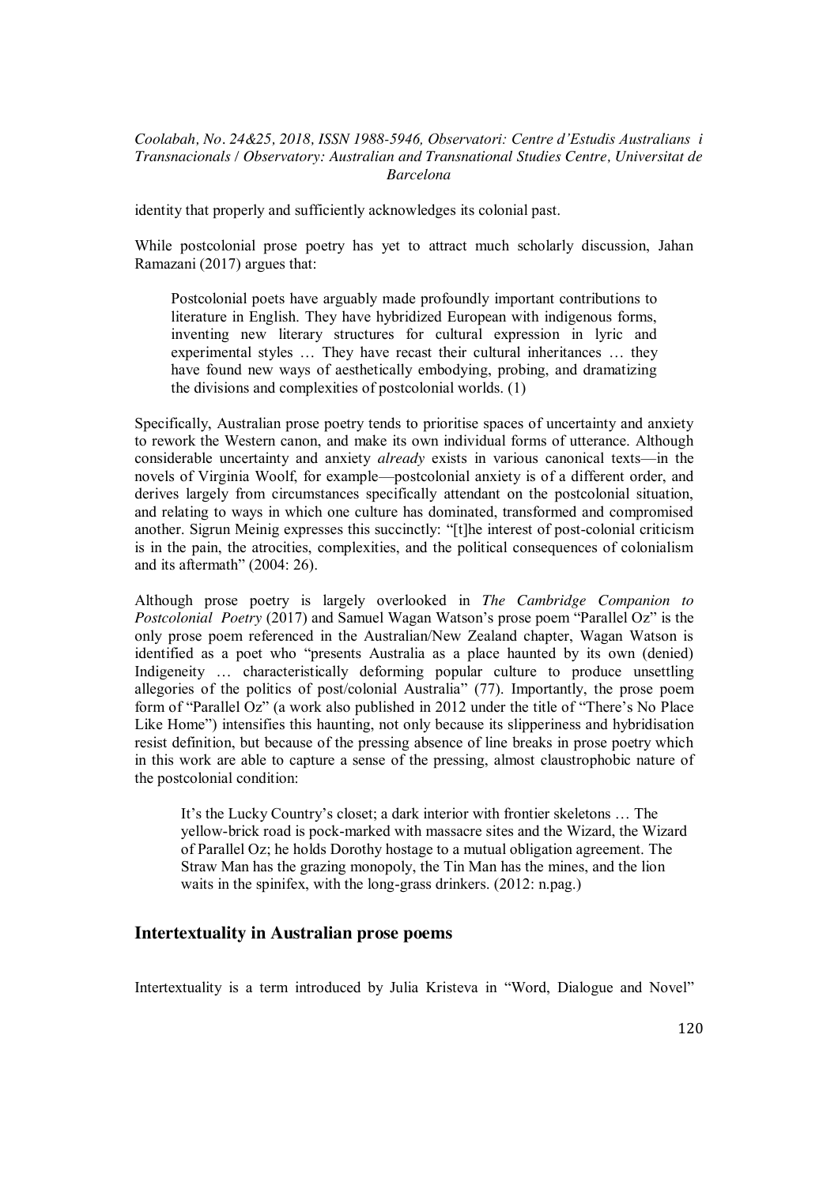identity that properly and sufficiently acknowledges its colonial past.

While postcolonial prose poetry has yet to attract much scholarly discussion, Jahan Ramazani (2017) argues that:

> Postcolonial poets have arguably made profoundly important contributions to literature in English. They have hybridized European with indigenous forms, inventing new literary structures for cultural expression in lyric and experimental styles … They have recast their cultural inheritances … they have found new ways of aesthetically embodying, probing, and dramatizing the divisions and complexities of postcolonial worlds. (1)

Specifically, Australian prose poetry tends to prioritise spaces of uncertainty and anxiety to rework the Western canon, and make its own individual forms of utterance. Although considerable uncertainty and anxiety *already* exists in various canonical texts—in the novels of Virginia Woolf, for example—postcolonial anxiety is of a different order, and derives largely from circumstances specifically attendant on the postcolonial situation, and relating to ways in which one culture has dominated, transformed and compromised another. Sigrun Meinig expresses this succinctly: "[t]he interest of post-colonial criticism is in the pain, the atrocities, complexities, and the political consequences of colonialism and its aftermath" (2004: 26).

Although prose poetry is largely overlooked in *The Cambridge Companion to Postcolonial Poetry* (2017) and Samuel Wagan Watson's prose poem "Parallel Oz" is the only prose poem referenced in the Australian/New Zealand chapter, Wagan Watson is identified as a poet who "presents Australia as a place haunted by its own (denied) Indigeneity … characteristically deforming popular culture to produce unsettling allegories of the politics of post/colonial Australia" (77). Importantly, the prose poem form of "Parallel Oz" (a work also published in 2012 under the title of "There's No Place Like Home") intensifies this haunting, not only because its slipperiness and hybridisation resist definition, but because of the pressing absence of line breaks in prose poetry which in this work are able to capture a sense of the pressing, almost claustrophobic nature of the postcolonial condition:

> It's the Lucky Country's closet; a dark interior with frontier skeletons … The yellow-brick road is pock-marked with massacre sites and the Wizard, the Wizard of Parallel Oz; he holds Dorothy hostage to a mutual obligation agreement. The Straw Man has the grazing monopoly, the Tin Man has the mines, and the lion waits in the spinifex, with the long-grass drinkers. (2012: n.pag.)

## Intertextuality in Australian prose poems

Intertextuality is a term introduced by Julia Kristeva in "Word, Dialogue and Novel"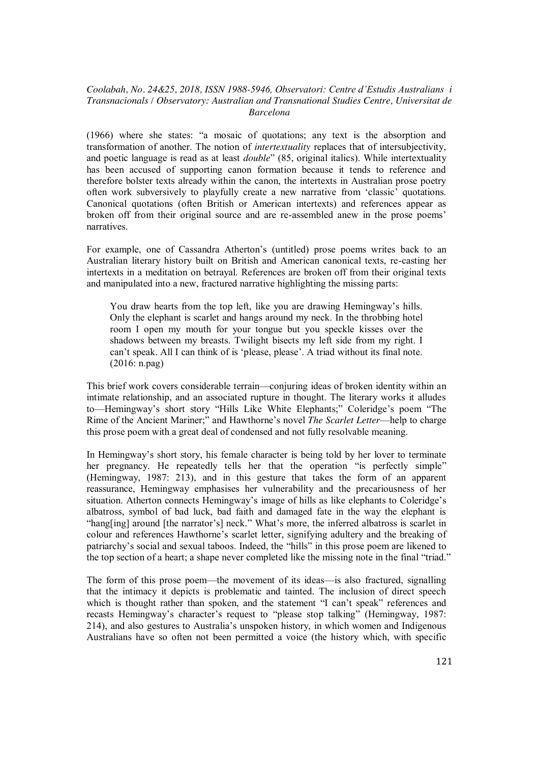(1966) where she states: "a mosaic of quotations; any text is the absorption and transformation of another. The notion of *intertextuality* replaces that of intersubjectivity, and poetic language is read as at least *double*" (85, original italics). While intertextuality has been accused of supporting canon formation because it tends to reference and therefore bolster texts already within the canon, the intertexts in Australian prose poetry often work subversively to playfully create a new narrative from 'classic' quotations. Canonical quotations (often British or American intertexts) and references appear as broken off from their original source and are re-assembled anew in the prose poems' narratives.

For example, one of Cassandra Atherton's (untitled) prose poems writes back to an Australian literary history built on British and American canonical texts, re-casting her intertexts in a meditation on betrayal. References are broken off from their original texts and manipulated into a new, fractured narrative highlighting the missing parts:

> You draw hearts from the top left, like you are drawing Hemingway's hills. Only the elephant is scarlet and hangs around my neck. In the throbbing hotel room I open my mouth for your tongue but you speckle kisses over the shadows between my breasts. Twilight bisects my left side from my right. I can't speak. All I can think of is 'please, please'. A triad without its final note. (2016: n.pag)

This brief work covers considerable terrain—conjuring ideas of broken identity within an intimate relationship, and an associated rupture in thought. The literary works it alludes to—Hemingway's short story "Hills Like White Elephants;" Coleridge's poem "The Rime of the Ancient Mariner;" and Hawthorne's novel *The Scarlet Letter*—help to charge this prose poem with a great deal of condensed and not fully resolvable meaning.

In Hemingway's short story, his female character is being told by her lover to terminate her pregnancy. He repeatedly tells her that the operation "is perfectly simple" (Hemingway, 1987: 213), and in this gesture that takes the form of an apparent reassurance, Hemingway emphasises her vulnerability and the precariousness of her situation. Atherton connects Hemingway's image of hills as like elephants to Coleridge's albatross, symbol of bad luck, bad faith and damaged fate in the way the elephant is "hang[ing] around [the narrator's] neck." What's more, the inferred albatross is scarlet in colour and references Hawthorne's scarlet letter, signifying adultery and the breaking of patriarchy's social and sexual taboos. Indeed, the "hills" in this prose poem are likened to the top section of a heart; a shape never completed like the missing note in the final "triad."

The form of this prose poem—the movement of its ideas—is also fractured, signalling that the intimacy it depicts is problematic and tainted. The inclusion of direct speech which is thought rather than spoken, and the statement "I can't speak" references and recasts Hemingway's character's request to "please stop talking" (Hemingway, 1987: 214), and also gestures to Australia's unspoken history, in which women and Indigenous Australians have so often not been permitted a voice (the history which, with specific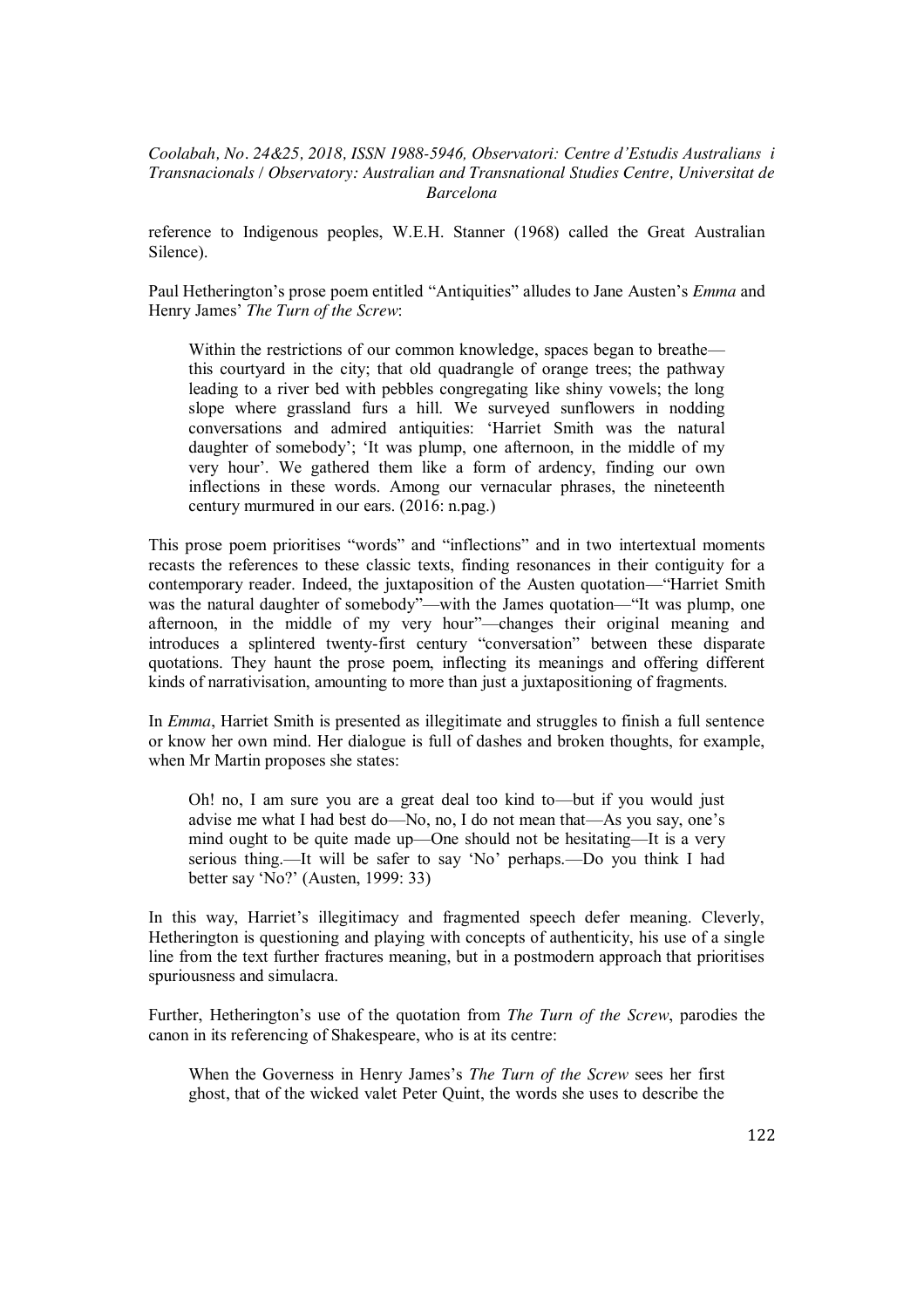reference to Indigenous peoples, W.E.H. Stanner (1968) called the Great Australian Silence).

Paul Hetherington's prose poem entitled "Antiquities" alludes to Jane Austen's *Emma* and Henry James' *The Turn of the Screw*:

> Within the restrictions of our common knowledge, spaces began to breathe—this courtyard in the city; that old quadrangle of orange trees; the pathway leading to a river bed with pebbles congregating like shiny vowels; the long slope where grassland furs a hill. We surveyed sunflowers in nodding conversations and admired antiquities: 'Harriet Smith was the natural daughter of somebody'; 'It was plump, one afternoon, in the middle of my very hour'. We gathered them like a form of ardency, finding our own inflections in these words. Among our vernacular phrases, the nineteenth century murmured in our ears. (2016: n.pag.)

This prose poem prioritises "words" and "inflections" and in two intertextual moments recasts the references to these classic texts, finding resonances in their contiguity for a contemporary reader. Indeed, the juxtaposition of the Austen quotation—"Harriet Smith was the natural daughter of somebody"—with the James quotation—"It was plump, one afternoon, in the middle of my very hour"—changes their original meaning and introduces a splintered twenty-first century "conversation" between these disparate quotations. They haunt the prose poem, inflecting its meanings and offering different kinds of narrativisation, amounting to more than just a juxtapositioning of fragments.

In *Emma*, Harriet Smith is presented as illegitimate and struggles to finish a full sentence or know her own mind. Her dialogue is full of dashes and broken thoughts, for example, when Mr Martin proposes she states:

> Oh! no, I am sure you are a great deal too kind to—but if you would just advise me what I had best do—No, no, I do not mean that—As you say, one's mind ought to be quite made up—One should not be hesitating—It is a very serious thing.—It will be safer to say 'No' perhaps.—Do you think I had better say 'No?' (Austen, 1999: 33)

In this way, Harriet's illegitimacy and fragmented speech defer meaning. Cleverly, Hetherington is questioning and playing with concepts of authenticity, his use of a single line from the text further fractures meaning, but in a postmodern approach that prioritises spuriousness and simulacra.

Further, Hetherington's use of the quotation from *The Turn of the Screw*, parodies the canon in its referencing of Shakespeare, who is at its centre:

> When the Governess in Henry James's *The Turn of the Screw* sees her first ghost, that of the wicked valet Peter Quint, the words she uses to describe the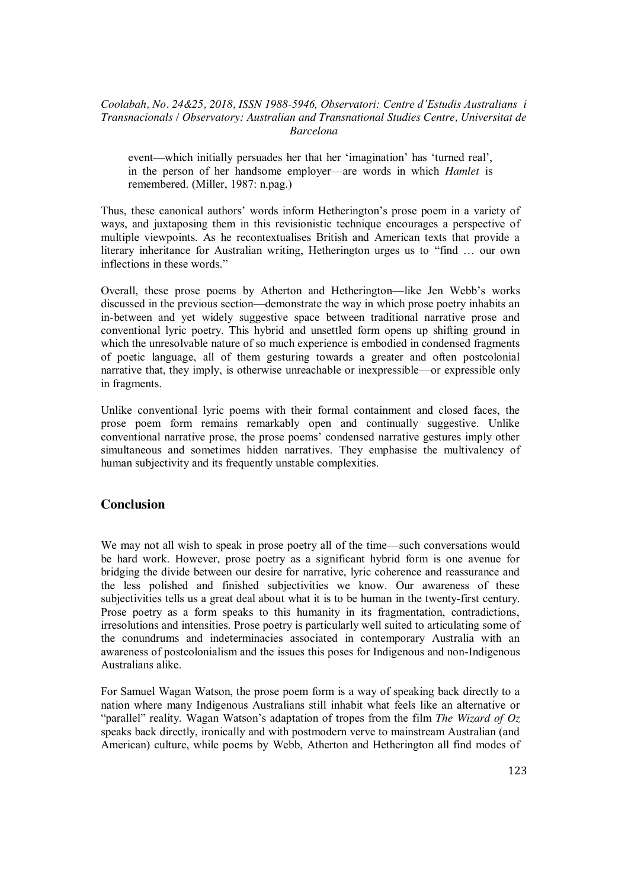event—which initially persuades her that her 'imagination' has 'turned real', in the person of her handsome employer—are words in which *Hamlet* is remembered. (Miller, 1987: n.pag.)

Thus, these canonical authors' words inform Hetherington's prose poem in a variety of ways, and juxtaposing them in this revisionistic technique encourages a perspective of multiple viewpoints. As he recontextualises British and American texts that provide a literary inheritance for Australian writing, Hetherington urges us to "find … our own inflections in these words."

Overall, these prose poems by Atherton and Hetherington—like Jen Webb's works discussed in the previous section—demonstrate the way in which prose poetry inhabits an in-between and yet widely suggestive space between traditional narrative prose and conventional lyric poetry. This hybrid and unsettled form opens up shifting ground in which the unresolvable nature of so much experience is embodied in condensed fragments of poetic language, all of them gesturing towards a greater and often postcolonial narrative that, they imply, is otherwise unreachable or inexpressible—or expressible only in fragments.

Unlike conventional lyric poems with their formal containment and closed faces, the prose poem form remains remarkably open and continually suggestive. Unlike conventional narrative prose, the prose poems' condensed narrative gestures imply other simultaneous and sometimes hidden narratives. They emphasise the multivalency of human subjectivity and its frequently unstable complexities.

## Conclusion

We may not all wish to speak in prose poetry all of the time—such conversations would be hard work. However, prose poetry as a significant hybrid form is one avenue for bridging the divide between our desire for narrative, lyric coherence and reassurance and the less polished and finished subjectivities we know. Our awareness of these subjectivities tells us a great deal about what it is to be human in the twenty-first century. Prose poetry as a form speaks to this humanity in its fragmentation, contradictions, irresolutions and intensities. Prose poetry is particularly well suited to articulating some of the conundrums and indeterminacies associated in contemporary Australia with an awareness of postcolonialism and the issues this poses for Indigenous and non-Indigenous Australians alike.

For Samuel Wagan Watson, the prose poem form is a way of speaking back directly to a nation where many Indigenous Australians still inhabit what feels like an alternative or "parallel" reality. Wagan Watson's adaptation of tropes from the film *The Wizard of Oz* speaks back directly, ironically and with postmodern verve to mainstream Australian (and American) culture, while poems by Webb, Atherton and Hetherington all find modes of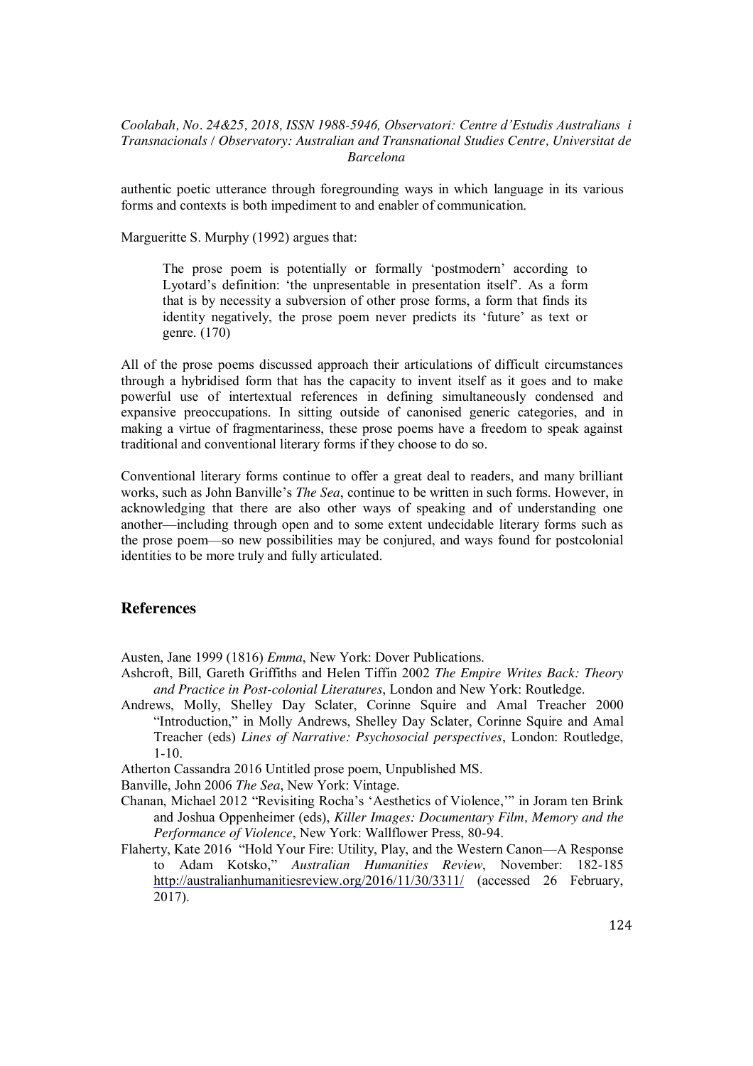authentic poetic utterance through foregrounding ways in which language in its various forms and contexts is both impediment to and enabler of communication.

Margueritte S. Murphy (1992) argues that:

> The prose poem is potentially or formally 'postmodern' according to Lyotard's definition: 'the unpresentable in presentation itself'. As a form that is by necessity a subversion of other prose forms, a form that finds its identity negatively, the prose poem never predicts its 'future' as text or genre. (170)

All of the prose poems discussed approach their articulations of difficult circumstances through a hybridised form that has the capacity to invent itself as it goes and to make powerful use of intertextual references in defining simultaneously condensed and expansive preoccupations. In sitting outside of canonised generic categories, and in making a virtue of fragmentariness, these prose poems have a freedom to speak against traditional and conventional literary forms if they choose to do so.

Conventional literary forms continue to offer a great deal to readers, and many brilliant works, such as John Banville's *The Sea*, continue to be written in such forms. However, in acknowledging that there are also other ways of speaking and of understanding one another—including through open and to some extent undecidable literary forms such as the prose poem—so new possibilities may be conjured, and ways found for postcolonial identities to be more truly and fully articulated.

## References

Austen, Jane 1999 (1816) *Emma*, New York: Dover Publications.

Ashcroft, Bill, Gareth Griffiths and Helen Tiffin 2002 *The Empire Writes Back: Theory and Practice in Post-colonial Literatures*, London and New York: Routledge.

Andrews, Molly, Shelley Day Sclater, Corinne Squire and Amal Treacher 2000 "Introduction," in Molly Andrews, Shelley Day Sclater, Corinne Squire and Amal Treacher (eds) *Lines of Narrative: Psychosocial perspectives*, London: Routledge, 1-10.

Atherton Cassandra 2016 Untitled prose poem, Unpublished MS.

Banville, John 2006 *The Sea*, New York: Vintage.

Chanan, Michael 2012 "Revisiting Rocha's 'Aesthetics of Violence,'" in Joram ten Brink and Joshua Oppenheimer (eds), *Killer Images: Documentary Film, Memory and the Performance of Violence*, New York: Wallflower Press, 80-94.

Flaherty, Kate 2016 "Hold Your Fire: Utility, Play, and the Western Canon—A Response to Adam Kotsko," *Australian Humanities Review*, November: 182-185 http://australianhumanitiesreview.org/2016/11/30/3311/ (accessed 26 February, 2017).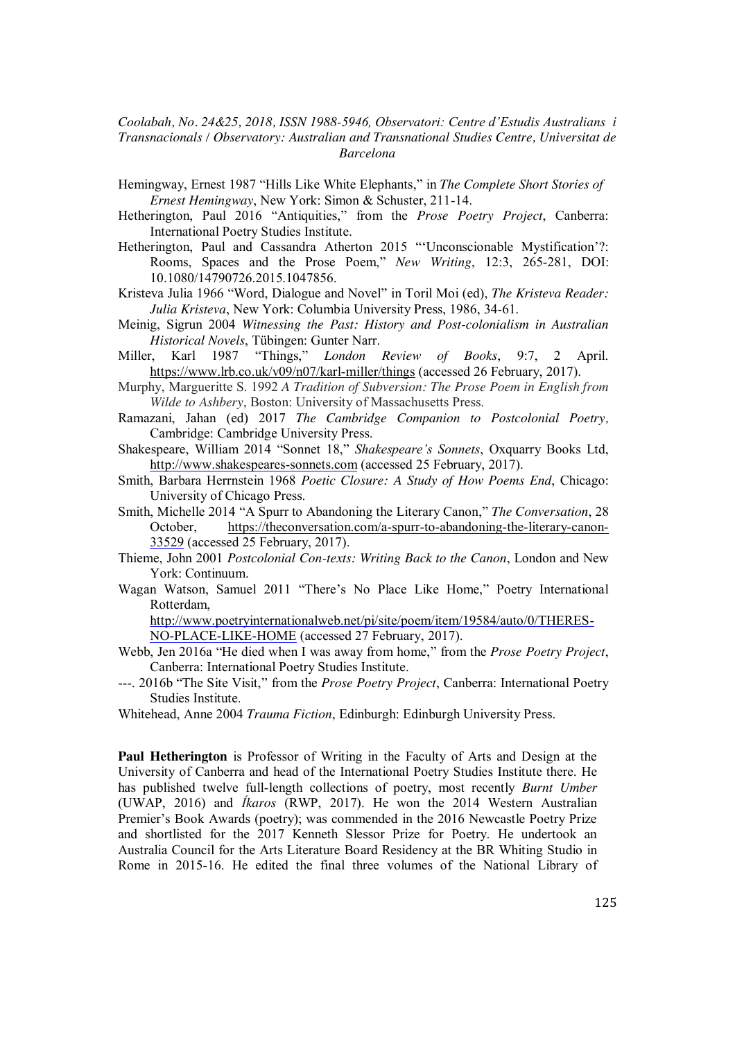Hemingway, Ernest 1987 "Hills Like White Elephants," in *The Complete Short Stories of Ernest Hemingway*, New York: Simon & Schuster, 211-14.

Hetherington, Paul 2016 "Antiquities," from the *Prose Poetry Project*, Canberra: International Poetry Studies Institute.

Hetherington, Paul and Cassandra Atherton 2015 "'Unconscionable Mystification'?: Rooms, Spaces and the Prose Poem," *New Writing*, 12:3, 265-281, DOI: 10.1080/14790726.2015.1047856.

Kristeva Julia 1966 "Word, Dialogue and Novel" in Toril Moi (ed), *The Kristeva Reader: Julia Kristeva*, New York: Columbia University Press, 1986, 34-61.

Meinig, Sigrun 2004 *Witnessing the Past: History and Post-colonialism in Australian Historical Novels*, Tübingen: Gunter Narr.

Miller, Karl 1987 "Things," *London Review of Books*, 9:7, 2 April. https://www.lrb.co.uk/v09/n07/karl-miller/things (accessed 26 February, 2017).

Murphy, Margueritte S. 1992 *A Tradition of Subversion: The Prose Poem in English from Wilde to Ashbery*, Boston: University of Massachusetts Press.

Ramazani, Jahan (ed) 2017 *The Cambridge Companion to Postcolonial Poetry*, Cambridge: Cambridge University Press.

Shakespeare, William 2014 "Sonnet 18," *Shakespeare's Sonnets*, Oxquarry Books Ltd, http://www.shakespeares-sonnets.com (accessed 25 February, 2017).

Smith, Barbara Herrnstein 1968 *Poetic Closure: A Study of How Poems End*, Chicago: University of Chicago Press.

Smith, Michelle 2014 "A Spurr to Abandoning the Literary Canon," *The Conversation*, 28 October, https://theconversation.com/a-spurr-to-abandoning-the-literary-canon-33529 (accessed 25 February, 2017).

Thieme, John 2001 *Postcolonial Con-texts: Writing Back to the Canon*, London and New York: Continuum.

Wagan Watson, Samuel 2011 "There's No Place Like Home," Poetry International Rotterdam, http://www.poetryinternationalweb.net/pi/site/poem/item/19584/auto/0/THERES-NO-PLACE-LIKE-HOME (accessed 27 February, 2017).

Webb, Jen 2016a "He died when I was away from home," from the *Prose Poetry Project*, Canberra: International Poetry Studies Institute.

---. 2016b "The Site Visit," from the *Prose Poetry Project*, Canberra: International Poetry Studies Institute.

Whitehead, Anne 2004 *Trauma Fiction*, Edinburgh: Edinburgh University Press.

**Paul Hetherington** is Professor of Writing in the Faculty of Arts and Design at the University of Canberra and head of the International Poetry Studies Institute there. He has published twelve full-length collections of poetry, most recently *Burnt Umber* (UWAP, 2016) and *Íkaros* (RWP, 2017). He won the 2014 Western Australian Premier's Book Awards (poetry); was commended in the 2016 Newcastle Poetry Prize and shortlisted for the 2017 Kenneth Slessor Prize for Poetry. He undertook an Australia Council for the Arts Literature Board Residency at the BR Whiting Studio in Rome in 2015-16. He edited the final three volumes of the National Library of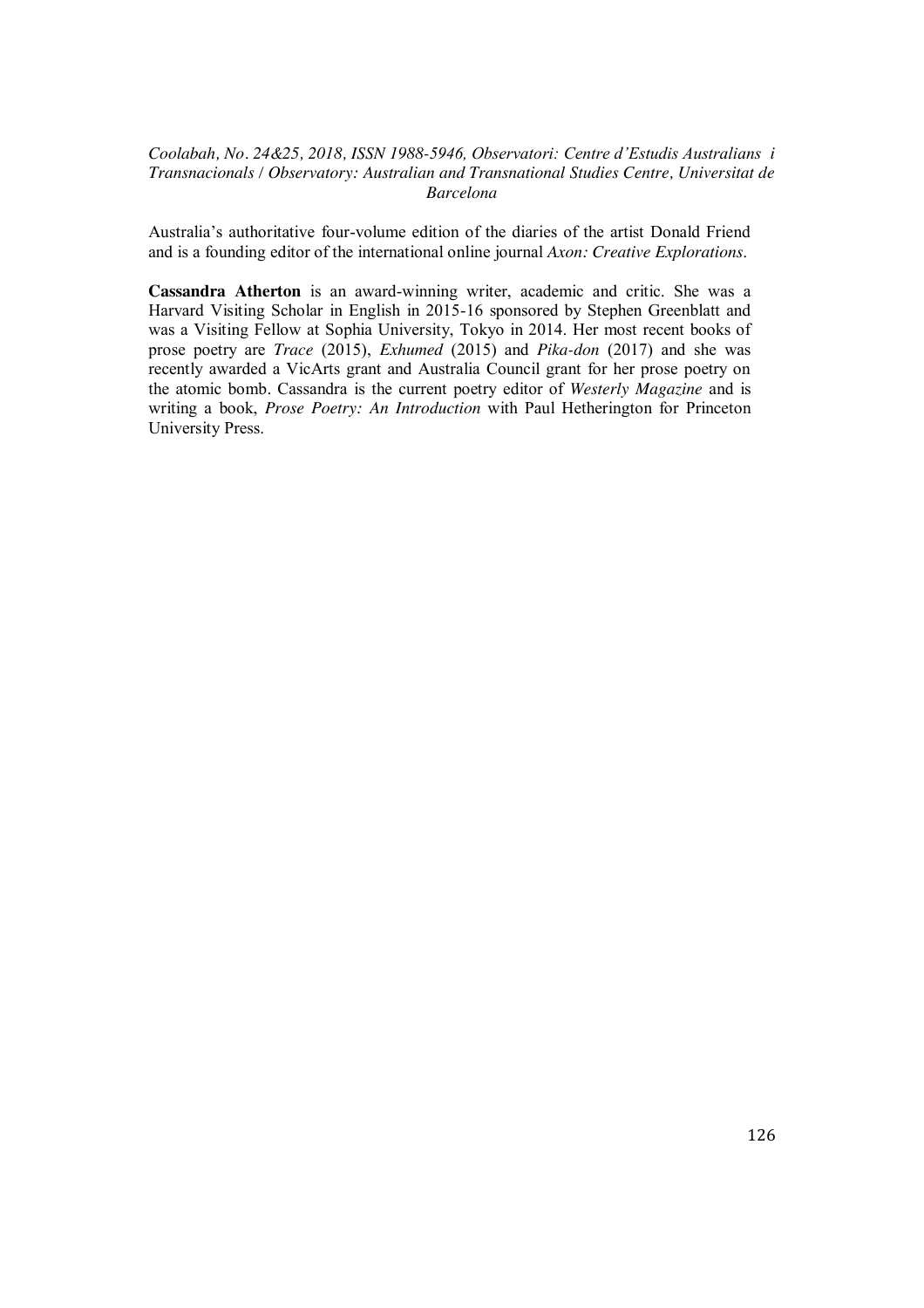Australia's authoritative four-volume edition of the diaries of the artist Donald Friend and is a founding editor of the international online journal *Axon: Creative Explorations*.

**Cassandra Atherton** is an award-winning writer, academic and critic. She was a Harvard Visiting Scholar in English in 2015-16 sponsored by Stephen Greenblatt and was a Visiting Fellow at Sophia University, Tokyo in 2014. Her most recent books of prose poetry are *Trace* (2015), *Exhumed* (2015) and *Pika-don* (2017) and she was recently awarded a VicArts grant and Australia Council grant for her prose poetry on the atomic bomb. Cassandra is the current poetry editor of *Westerly Magazine* and is writing a book, *Prose Poetry: An Introduction* with Paul Hetherington for Princeton University Press.